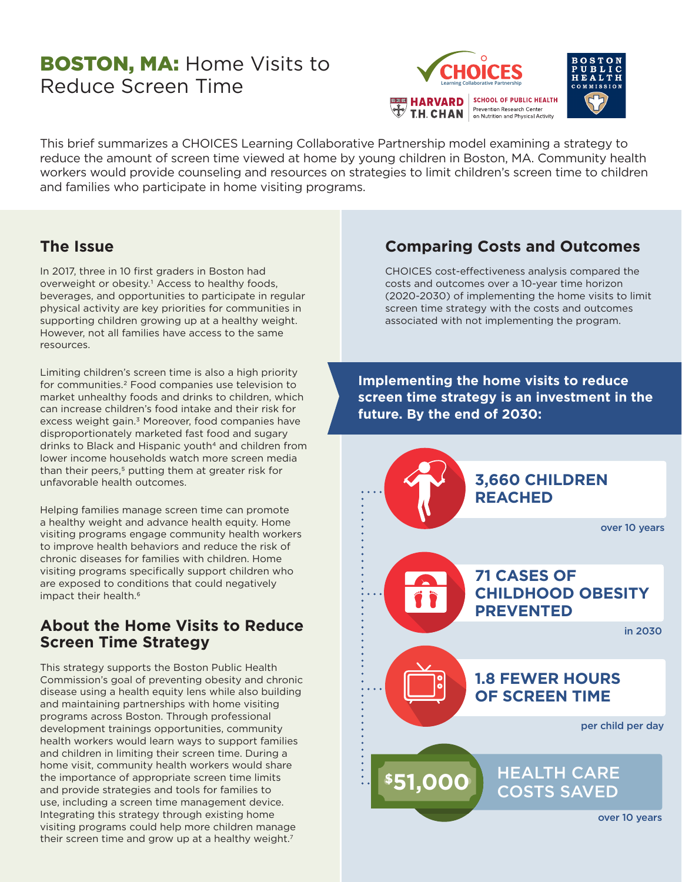# **BOSTON, MA:** Home Visits to Reduce Screen Time

This brief summarizes a CHOICES Learning Collaborative Partnership model examining a strategy to reduce the amount of screen time viewed at home by young children in Boston, MA. Community health workers would provide counseling and resources on strategies to limit children's screen time to children and families who participate in home visiting programs.

## The Issue

In 2017, three in 10 first graders in Boston had overweight or obesity.[1] Access to healthy foods, beverages, and opportunities to participate in regular physical activity are key priorities for communities in supporting children growing up at a healthy weight. However, not all families have access to the same resources.

Limiting children's screen time is also a high priority for communities.[2] Food companies use television to market unhealthy foods and drinks to children, which can increase children's food intake and their risk for excess weight gain.[3] Moreover, food companies have disproportionately marketed fast food and sugary drinks to Black and Hispanic youth[4] and children from lower income households watch more screen media than their peers,[5] putting them at greater risk for unfavorable health outcomes.

Helping families manage screen time can promote a healthy weight and advance health equity. Home visiting programs engage community health workers to improve health behaviors and reduce the risk of chronic diseases for families with children. Home visiting programs specifically support children who are exposed to conditions that could negatively impact their health.[6]

## About the Home Visits to Reduce Screen Time Strategy

This strategy supports the Boston Public Health Commission's goal of preventing obesity and chronic disease using a health equity lens while also building and maintaining partnerships with home visiting programs across Boston. Through professional development trainings opportunities, community health workers would learn ways to support families and children in limiting their screen time. During a home visit, community health workers would share the importance of appropriate screen time limits and provide strategies and tools for families to use, including a screen time management device. Integrating this strategy through existing home visiting programs could help more children manage their screen time and grow up at a healthy weight.[7]

## Comparing Costs and Outcomes

CHOICES cost-effectiveness analysis compared the costs and outcomes over a 10-year time horizon (2020-2030) of implementing the home visits to limit screen time strategy with the costs and outcomes associated with not implementing the program.

**Implementing the home visits to reduce screen time strategy is an investment in the future. By the end of 2030:**

- **3,660 CHILDREN REACHED** over 10 years
- **71 CASES OF CHILDHOOD OBESITY PREVENTED** in 2030
- **1.8 FEWER HOURS OF SCREEN TIME** per child per day
- **$51,000 HEALTH CARE COSTS SAVED** over 10 years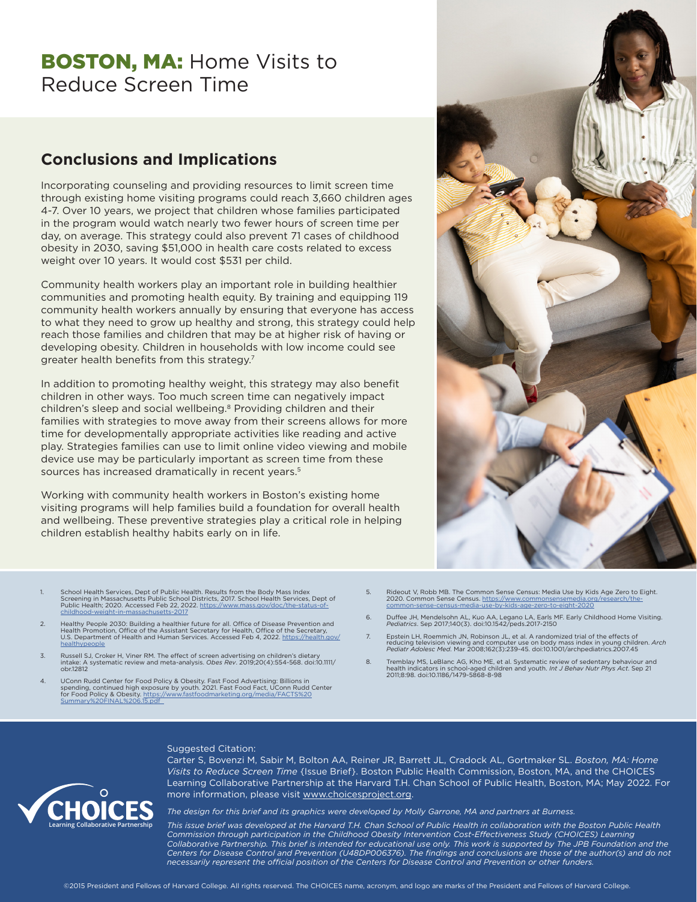# BOSTON, MA: Home Visits to Reduce Screen Time

## Conclusions and Implications

Incorporating counseling and providing resources to limit screen time through existing home visiting programs could reach 3,660 children ages 4-7. Over 10 years, we project that children whose families participated in the program would watch nearly two fewer hours of screen time per day, on average. This strategy could also prevent 71 cases of childhood obesity in 2030, saving $51,000 in health care costs related to excess weight over 10 years. It would cost $531 per child.

Community health workers play an important role in building healthier communities and promoting health equity. By training and equipping 119 community health workers annually by ensuring that everyone has access to what they need to grow up healthy and strong, this strategy could help reach those families and children that may be at higher risk of having or developing obesity. Children in households with low income could see greater health benefits from this strategy.[7]

In addition to promoting healthy weight, this strategy may also benefit children in other ways. Too much screen time can negatively impact children's sleep and social wellbeing.[8] Providing children and their families with strategies to move away from their screens allows for more time for developmentally appropriate activities like reading and active play. Strategies families can use to limit online video viewing and mobile device use may be particularly important as screen time from these sources has increased dramatically in recent years.[5]

Working with community health workers in Boston's existing home visiting programs will help families build a foundation for overall health and wellbeing. These preventive strategies play a critical role in helping children establish healthy habits early on in life.

1. School Health Services, Dept of Public Health. Results from the Body Mass Index Screening in Massachusetts Public School Districts, 2017. School Health Services, Dept of Public Health; 2020. Accessed Feb 22, 2022. https://www.mass.gov/doc/the-status-of-childhood-weight-in-massachusetts-2017
2. Healthy People 2030: Building a healthier future for all. Office of Disease Prevention and Health Promotion, Office of the Assistant Secretary for Health, Office of the Secretary, U.S. Department of Health and Human Services. Accessed Feb 4, 2022. https://health.gov/healthypeople
3. Russell SJ, Croker H, Viner RM. The effect of screen advertising on children's dietary intake: A systematic review and meta-analysis. *Obes Rev*. 2019;20(4):554-568. doi:10.1111/obr.12812
4. UConn Rudd Center for Food Policy & Obesity. Fast Food Advertising: Billions in spending, continued high exposure by youth. 2021. Fast Food Fact, UConn Rudd Center for Food Policy & Obesity. https://www.fastfoodmarketing.org/media/FACTS%20Summary%20FINAL%206.15.pdf
5. Rideout V, Robb MB. The Common Sense Census: Media Use by Kids Age Zero to Eight. 2020. Common Sense Census. https://www.commonsensemedia.org/research/the-common-sense-census-media-use-by-kids-age-zero-to-eight-2020
6. Duffee JH, Mendelsohn AL, Kuo AA, Legano LA, Earls MF. Early Childhood Home Visiting. *Pediatrics*. Sep 2017;140(3). doi:10.1542/peds.2017-2150
7. Epstein LH, Roemmich JN, Robinson JL, et al. A randomized trial of the effects of reducing television viewing and computer use on body mass index in young children. *Arch Pediatr Adolesc Med*. Mar 2008;162(3):239-45. doi:10.1001/archpediatrics.2007.45
8. Tremblay MS, LeBlanc AG, Kho ME, et al. Systematic review of sedentary behaviour and health indicators in school-aged children and youth. *Int J Behav Nutr Phys Act*. Sep 21 2011;8:98. doi:10.1186/1479-5868-8-98

Suggested Citation:
Carter S, Bovenzi M, Sabir M, Bolton AA, Reiner JR, Barrett JL, Cradock AL, Gortmaker SL. *Boston, MA: Home Visits to Reduce Screen Time* {Issue Brief}. Boston Public Health Commission, Boston, MA, and the CHOICES Learning Collaborative Partnership at the Harvard T.H. Chan School of Public Health, Boston, MA; May 2022. For more information, please visit www.choicesproject.org.

*The design for this brief and its graphics were developed by Molly Garrone, MA and partners at Burness.*

*This issue brief was developed at the Harvard T.H. Chan School of Public Health in collaboration with the Boston Public Health Commission through participation in the Childhood Obesity Intervention Cost-Effectiveness Study (CHOICES) Learning Collaborative Partnership. This brief is intended for educational use only. This work is supported by The JPB Foundation and the Centers for Disease Control and Prevention (U48DP006376). The findings and conclusions are those of the author(s) and do not necessarily represent the official position of the Centers for Disease Control and Prevention or other funders.*

©2015 President and Fellows of Harvard College. All rights reserved. The CHOICES name, acronym, and logo are marks of the President and Fellows of Harvard College.